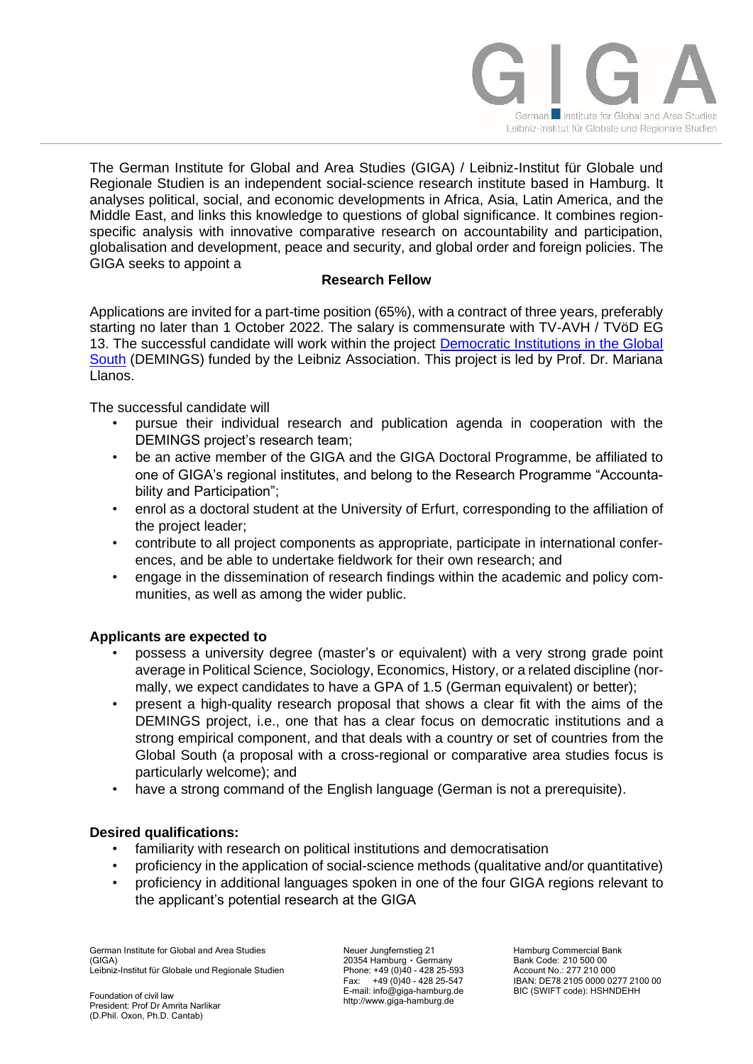The German Institute for Global and Area Studies (GIGA) / Leibniz-Institut für Globale und Regionale Studien is an independent social-science research institute based in Hamburg. It analyses political, social, and economic developments in Africa, Asia, Latin America, and the Middle East, and links this knowledge to questions of global significance. It combines region-specific analysis with innovative comparative research on accountability and participation, globalisation and development, peace and security, and global order and foreign policies. The GIGA seeks to appoint a

**Research Fellow**

Applications are invited for a part-time position (65%), with a contract of three years, preferably starting no later than 1 October 2022. The salary is commensurate with TV-AVH / TVöD EG 13. The successful candidate will work within the project [Democratic Institutions in the Global South] (DEMINGS) funded by the Leibniz Association. This project is led by Prof. Dr. Mariana Llanos.

The successful candidate will

- pursue their individual research and publication agenda in cooperation with the DEMINGS project's research team;
- be an active member of the GIGA and the GIGA Doctoral Programme, be affiliated to one of GIGA's regional institutes, and belong to the Research Programme "Accountability and Participation";
- enrol as a doctoral student at the University of Erfurt, corresponding to the affiliation of the project leader;
- contribute to all project components as appropriate, participate in international conferences, and be able to undertake fieldwork for their own research; and
- engage in the dissemination of research findings within the academic and policy communities, as well as among the wider public.

**Applicants are expected to**

- possess a university degree (master's or equivalent) with a very strong grade point average in Political Science, Sociology, Economics, History, or a related discipline (normally, we expect candidates to have a GPA of 1.5 (German equivalent) or better);
- present a high-quality research proposal that shows a clear fit with the aims of the DEMINGS project, i.e., one that has a clear focus on democratic institutions and a strong empirical component, and that deals with a country or set of countries from the Global South (a proposal with a cross-regional or comparative area studies focus is particularly welcome); and
- have a strong command of the English language (German is not a prerequisite).

**Desired qualifications:**

- familiarity with research on political institutions and democratisation
- proficiency in the application of social-science methods (qualitative and/or quantitative)
- proficiency in additional languages spoken in one of the four GIGA regions relevant to the applicant's potential research at the GIGA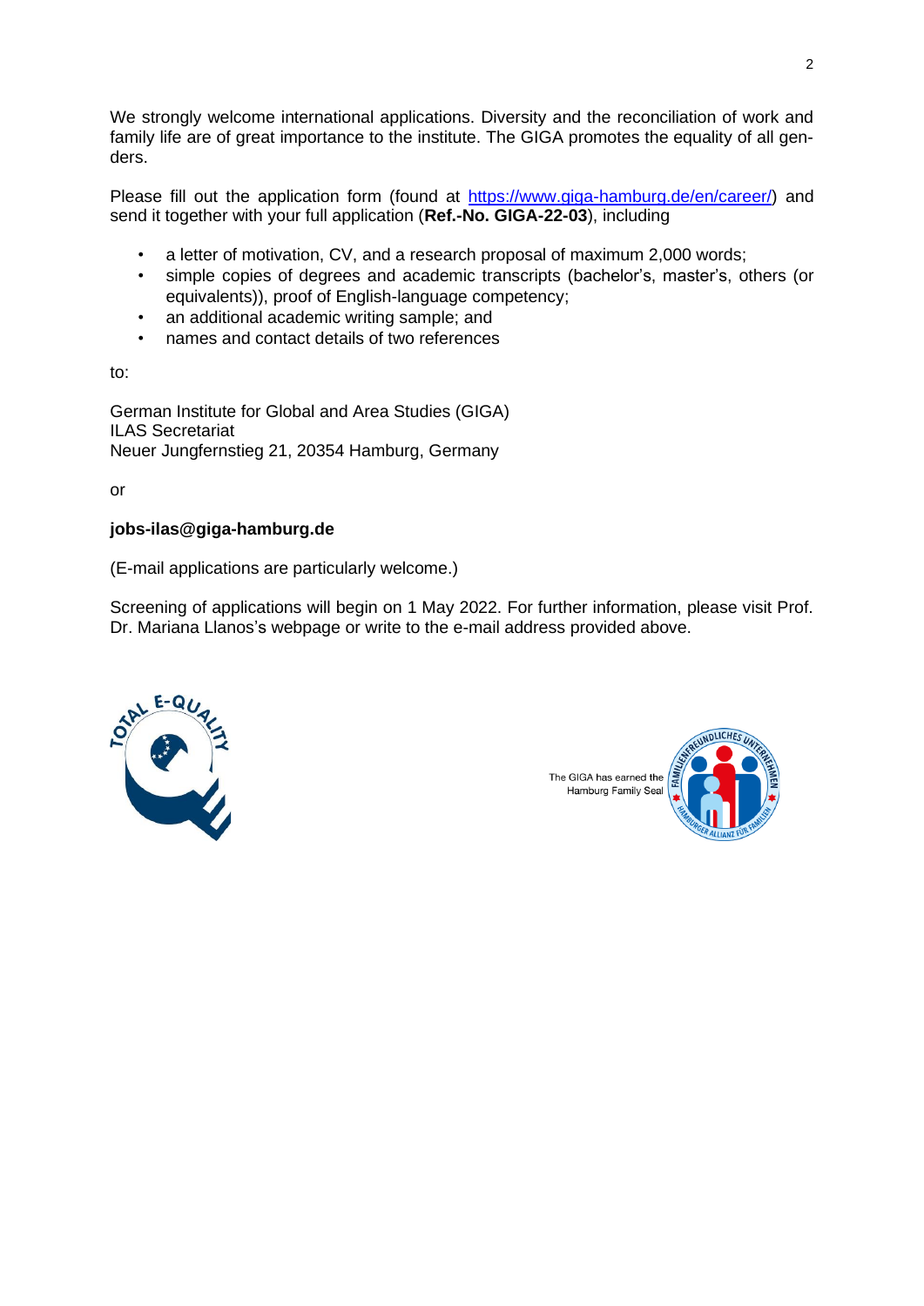We strongly welcome international applications. Diversity and the reconciliation of work and family life are of great importance to the institute. The GIGA promotes the equality of all genders.

Please fill out the application form (found at https://www.giga-hamburg.de/en/career/) and send it together with your full application (**Ref.-No. GIGA-22-03**), including

- a letter of motivation, CV, and a research proposal of maximum 2,000 words;
- simple copies of degrees and academic transcripts (bachelor's, master's, others (or equivalents)), proof of English-language competency;
- an additional academic writing sample; and
- names and contact details of two references

to:

German Institute for Global and Area Studies (GIGA)
ILAS Secretariat
Neuer Jungfernstieg 21, 20354 Hamburg, Germany

or

**jobs-ilas@giga-hamburg.de**

(E-mail applications are particularly welcome.)

Screening of applications will begin on 1 May 2022. For further information, please visit Prof. Dr. Mariana Llanos's webpage or write to the e-mail address provided above.

TOTAL E-QUALITY

The GIGA has earned the Hamburg Family Seal

FAMILIENFREUNDLICHES UNTERNEHMEN
HAMBURGER ALLIANZ FÜR FAMILIEN